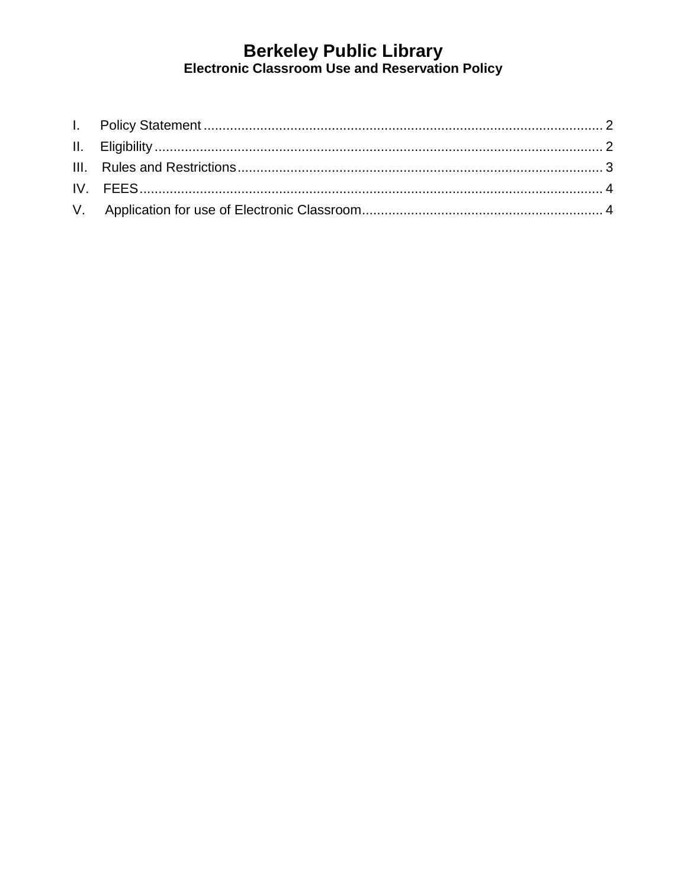# Berkeley Public Library

## Electronic Classroom Use and Reservation Policy

I. Policy Statement .......... 2

II. Eligibility .......... 2

III. Rules and Restrictions .......... 3

IV. FEES .......... 4

V. Application for use of Electronic Classroom .......... 4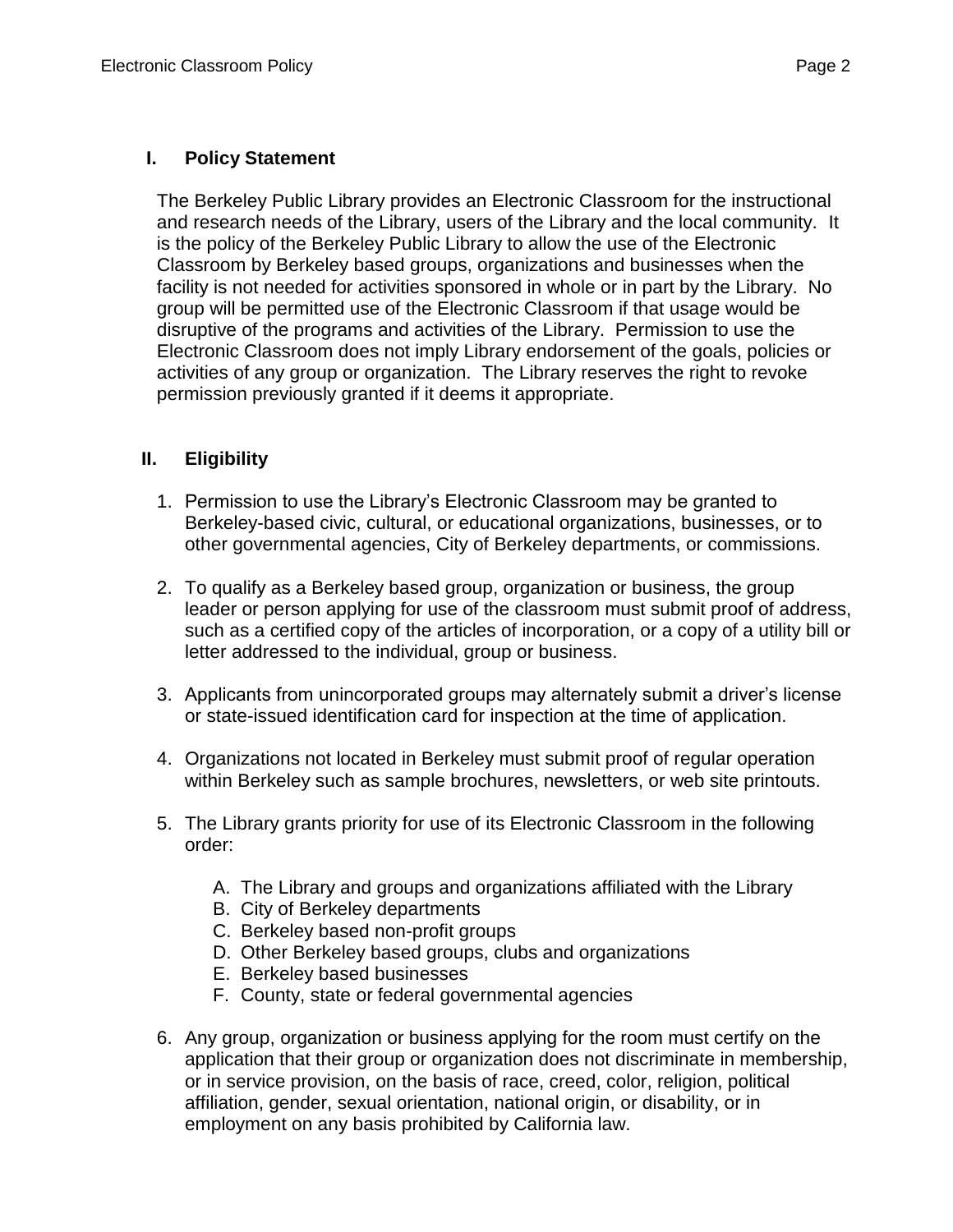## I. Policy Statement

The Berkeley Public Library provides an Electronic Classroom for the instructional and research needs of the Library, users of the Library and the local community. It is the policy of the Berkeley Public Library to allow the use of the Electronic Classroom by Berkeley based groups, organizations and businesses when the facility is not needed for activities sponsored in whole or in part by the Library. No group will be permitted use of the Electronic Classroom if that usage would be disruptive of the programs and activities of the Library. Permission to use the Electronic Classroom does not imply Library endorsement of the goals, policies or activities of any group or organization. The Library reserves the right to revoke permission previously granted if it deems it appropriate.

## II. Eligibility

1. Permission to use the Library's Electronic Classroom may be granted to Berkeley-based civic, cultural, or educational organizations, businesses, or to other governmental agencies, City of Berkeley departments, or commissions.

2. To qualify as a Berkeley based group, organization or business, the group leader or person applying for use of the classroom must submit proof of address, such as a certified copy of the articles of incorporation, or a copy of a utility bill or letter addressed to the individual, group or business.

3. Applicants from unincorporated groups may alternately submit a driver's license or state-issued identification card for inspection at the time of application.

4. Organizations not located in Berkeley must submit proof of regular operation within Berkeley such as sample brochures, newsletters, or web site printouts.

5. The Library grants priority for use of its Electronic Classroom in the following order:

   A. The Library and groups and organizations affiliated with the Library
   B. City of Berkeley departments
   C. Berkeley based non-profit groups
   D. Other Berkeley based groups, clubs and organizations
   E. Berkeley based businesses
   F. County, state or federal governmental agencies

6. Any group, organization or business applying for the room must certify on the application that their group or organization does not discriminate in membership, or in service provision, on the basis of race, creed, color, religion, political affiliation, gender, sexual orientation, national origin, or disability, or in employment on any basis prohibited by California law.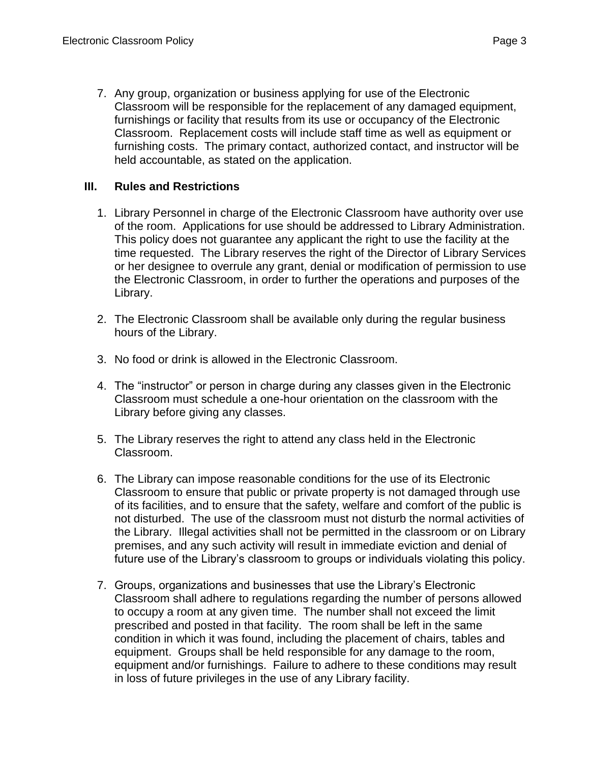7. Any group, organization or business applying for use of the Electronic Classroom will be responsible for the replacement of any damaged equipment, furnishings or facility that results from its use or occupancy of the Electronic Classroom. Replacement costs will include staff time as well as equipment or furnishing costs. The primary contact, authorized contact, and instructor will be held accountable, as stated on the application.

## III. Rules and Restrictions

1. Library Personnel in charge of the Electronic Classroom have authority over use of the room. Applications for use should be addressed to Library Administration. This policy does not guarantee any applicant the right to use the facility at the time requested. The Library reserves the right of the Director of Library Services or her designee to overrule any grant, denial or modification of permission to use the Electronic Classroom, in order to further the operations and purposes of the Library.

2. The Electronic Classroom shall be available only during the regular business hours of the Library.

3. No food or drink is allowed in the Electronic Classroom.

4. The "instructor" or person in charge during any classes given in the Electronic Classroom must schedule a one-hour orientation on the classroom with the Library before giving any classes.

5. The Library reserves the right to attend any class held in the Electronic Classroom.

6. The Library can impose reasonable conditions for the use of its Electronic Classroom to ensure that public or private property is not damaged through use of its facilities, and to ensure that the safety, welfare and comfort of the public is not disturbed. The use of the classroom must not disturb the normal activities of the Library. Illegal activities shall not be permitted in the classroom or on Library premises, and any such activity will result in immediate eviction and denial of future use of the Library's classroom to groups or individuals violating this policy.

7. Groups, organizations and businesses that use the Library's Electronic Classroom shall adhere to regulations regarding the number of persons allowed to occupy a room at any given time. The number shall not exceed the limit prescribed and posted in that facility. The room shall be left in the same condition in which it was found, including the placement of chairs, tables and equipment. Groups shall be held responsible for any damage to the room, equipment and/or furnishings. Failure to adhere to these conditions may result in loss of future privileges in the use of any Library facility.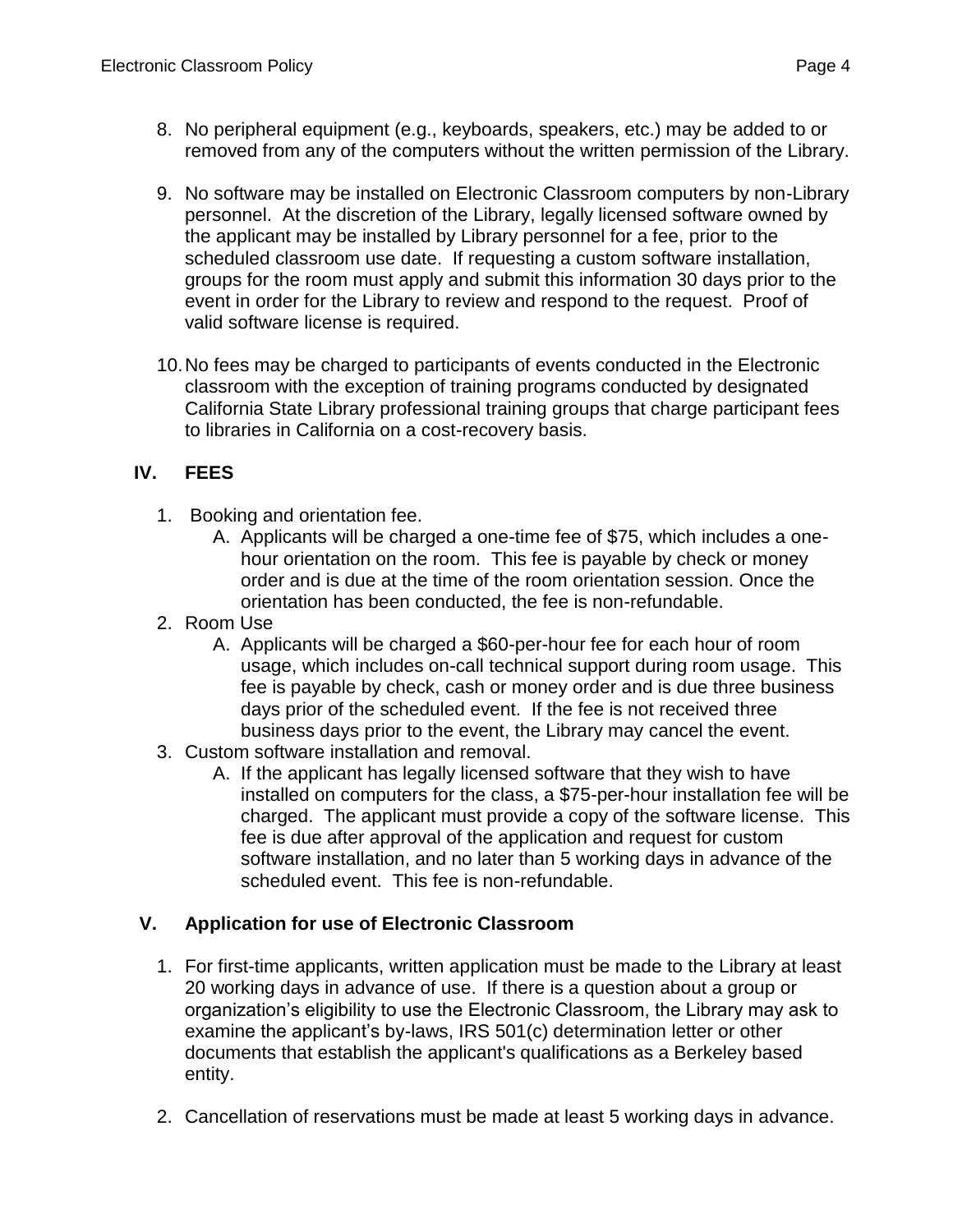8. No peripheral equipment (e.g., keyboards, speakers, etc.) may be added to or removed from any of the computers without the written permission of the Library.

9. No software may be installed on Electronic Classroom computers by non-Library personnel. At the discretion of the Library, legally licensed software owned by the applicant may be installed by Library personnel for a fee, prior to the scheduled classroom use date. If requesting a custom software installation, groups for the room must apply and submit this information 30 days prior to the event in order for the Library to review and respond to the request. Proof of valid software license is required.

10. No fees may be charged to participants of events conducted in the Electronic classroom with the exception of training programs conducted by designated California State Library professional training groups that charge participant fees to libraries in California on a cost-recovery basis.

## IV. FEES

1. Booking and orientation fee.
   A. Applicants will be charged a one-time fee of $75, which includes a one-hour orientation on the room. This fee is payable by check or money order and is due at the time of the room orientation session. Once the orientation has been conducted, the fee is non-refundable.
2. Room Use
   A. Applicants will be charged a $60-per-hour fee for each hour of room usage, which includes on-call technical support during room usage. This fee is payable by check, cash or money order and is due three business days prior of the scheduled event. If the fee is not received three business days prior to the event, the Library may cancel the event.
3. Custom software installation and removal.
   A. If the applicant has legally licensed software that they wish to have installed on computers for the class, a $75-per-hour installation fee will be charged. The applicant must provide a copy of the software license. This fee is due after approval of the application and request for custom software installation, and no later than 5 working days in advance of the scheduled event. This fee is non-refundable.

## V. Application for use of Electronic Classroom

1. For first-time applicants, written application must be made to the Library at least 20 working days in advance of use. If there is a question about a group or organization's eligibility to use the Electronic Classroom, the Library may ask to examine the applicant's by-laws, IRS 501(c) determination letter or other documents that establish the applicant's qualifications as a Berkeley based entity.

2. Cancellation of reservations must be made at least 5 working days in advance.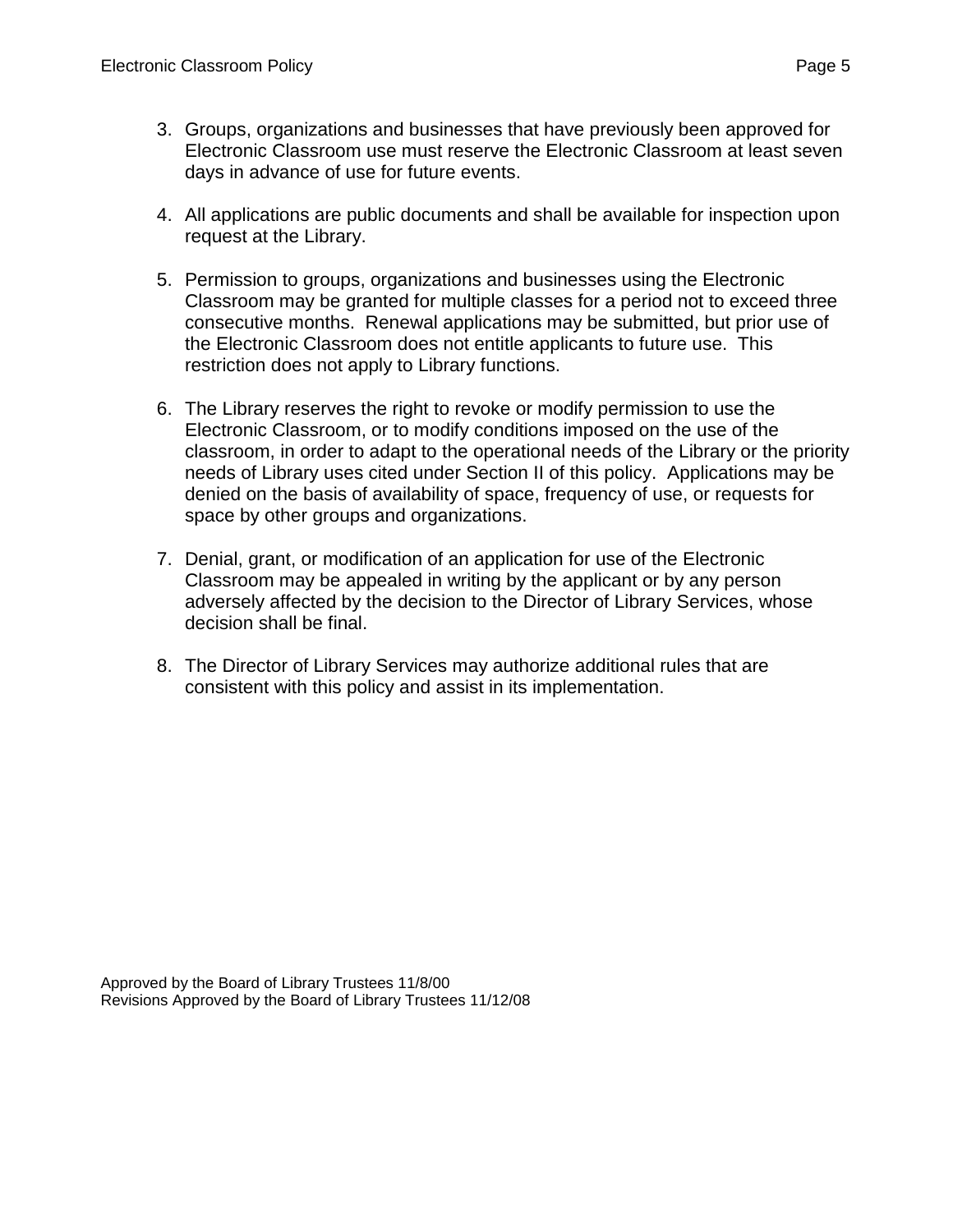3. Groups, organizations and businesses that have previously been approved for Electronic Classroom use must reserve the Electronic Classroom at least seven days in advance of use for future events.

4. All applications are public documents and shall be available for inspection upon request at the Library.

5. Permission to groups, organizations and businesses using the Electronic Classroom may be granted for multiple classes for a period not to exceed three consecutive months. Renewal applications may be submitted, but prior use of the Electronic Classroom does not entitle applicants to future use. This restriction does not apply to Library functions.

6. The Library reserves the right to revoke or modify permission to use the Electronic Classroom, or to modify conditions imposed on the use of the classroom, in order to adapt to the operational needs of the Library or the priority needs of Library uses cited under Section II of this policy. Applications may be denied on the basis of availability of space, frequency of use, or requests for space by other groups and organizations.

7. Denial, grant, or modification of an application for use of the Electronic Classroom may be appealed in writing by the applicant or by any person adversely affected by the decision to the Director of Library Services, whose decision shall be final.

8. The Director of Library Services may authorize additional rules that are consistent with this policy and assist in its implementation.

Approved by the Board of Library Trustees 11/8/00
Revisions Approved by the Board of Library Trustees 11/12/08